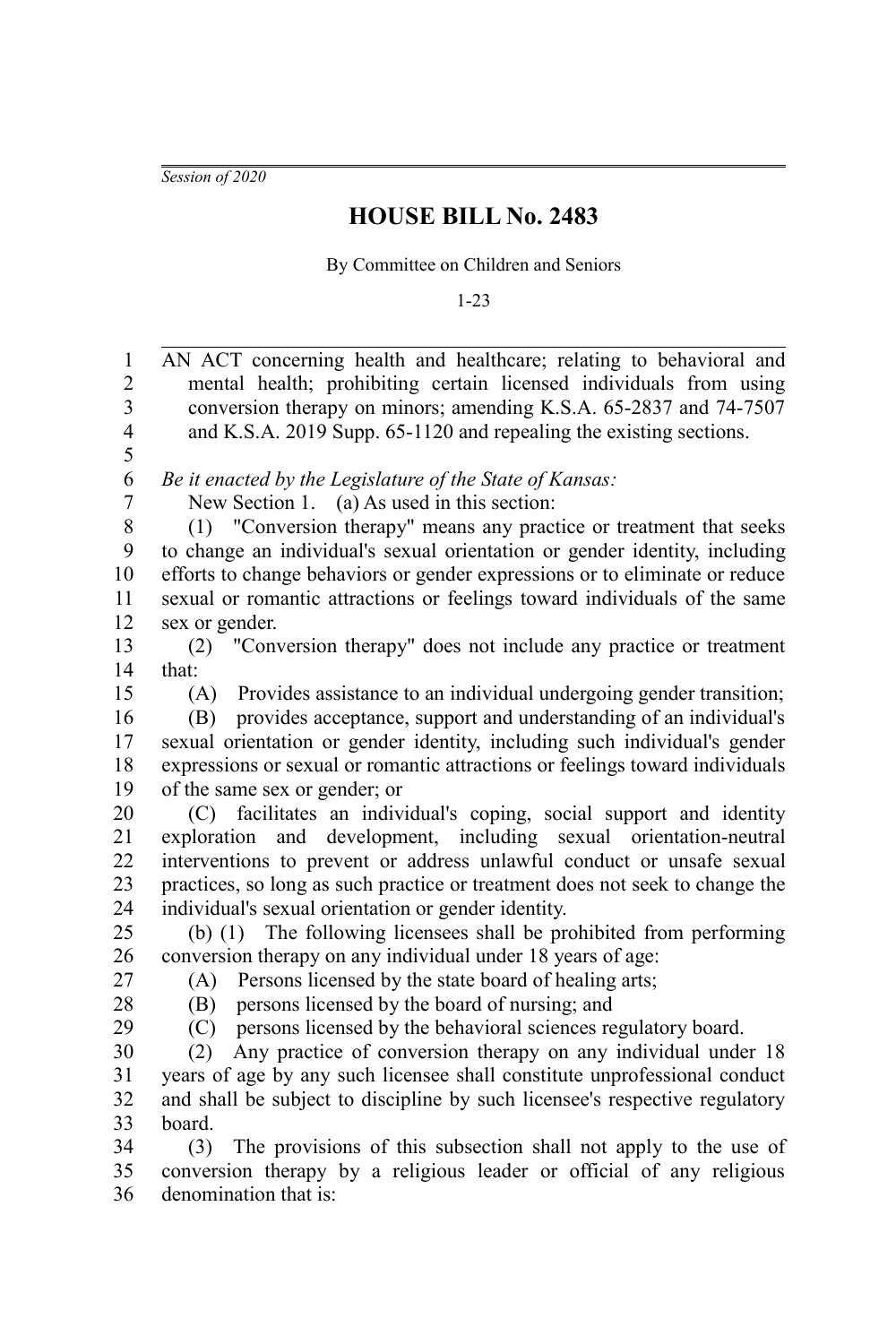*Session of 2020*

# HOUSE BILL No. 2483

By Committee on Children and Seniors

1-23

AN ACT concerning health and healthcare; relating to behavioral and mental health; prohibiting certain licensed individuals from using conversion therapy on minors; amending K.S.A. 65-2837 and 74-7507 and K.S.A. 2019 Supp. 65-1120 and repealing the existing sections.

*Be it enacted by the Legislature of the State of Kansas:*

New Section 1. (a) As used in this section:

(1) "Conversion therapy" means any practice or treatment that seeks to change an individual's sexual orientation or gender identity, including efforts to change behaviors or gender expressions or to eliminate or reduce sexual or romantic attractions or feelings toward individuals of the same sex or gender.

(2) "Conversion therapy" does not include any practice or treatment that:

(A) Provides assistance to an individual undergoing gender transition;

(B) provides acceptance, support and understanding of an individual's sexual orientation or gender identity, including such individual's gender expressions or sexual or romantic attractions or feelings toward individuals of the same sex or gender; or

(C) facilitates an individual's coping, social support and identity exploration and development, including sexual orientation-neutral interventions to prevent or address unlawful conduct or unsafe sexual practices, so long as such practice or treatment does not seek to change the individual's sexual orientation or gender identity.

(b) (1) The following licensees shall be prohibited from performing conversion therapy on any individual under 18 years of age:

(A) Persons licensed by the state board of healing arts;

(B) persons licensed by the board of nursing; and

(C) persons licensed by the behavioral sciences regulatory board.

(2) Any practice of conversion therapy on any individual under 18 years of age by any such licensee shall constitute unprofessional conduct and shall be subject to discipline by such licensee's respective regulatory board.

(3) The provisions of this subsection shall not apply to the use of conversion therapy by a religious leader or official of any religious denomination that is: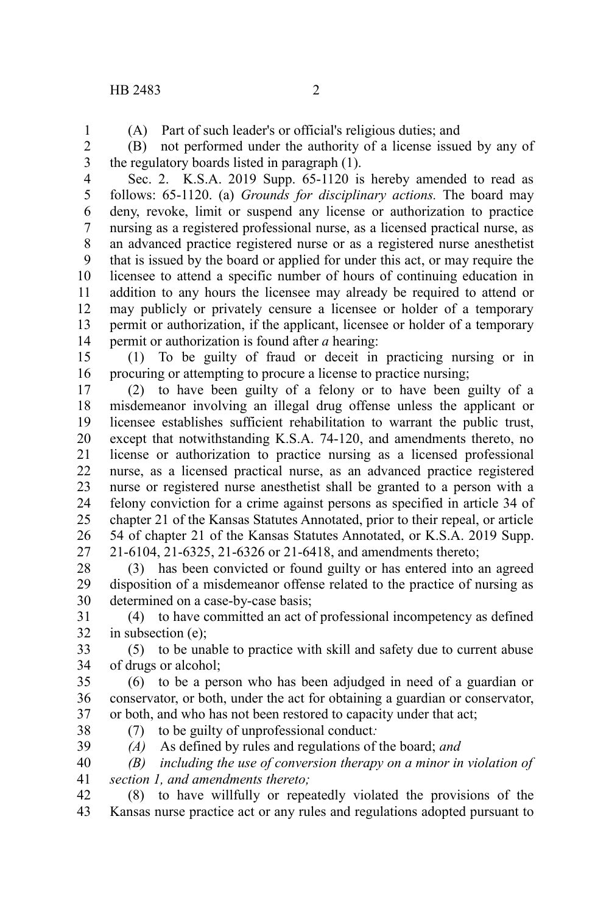(A) Part of such leader's or official's religious duties; and

(B) not performed under the authority of a license issued by any of the regulatory boards listed in paragraph (1).

Sec. 2. K.S.A. 2019 Supp. 65-1120 is hereby amended to read as follows: 65-1120. (a) *Grounds for disciplinary actions.* The board may deny, revoke, limit or suspend any license or authorization to practice nursing as a registered professional nurse, as a licensed practical nurse, as an advanced practice registered nurse or as a registered nurse anesthetist that is issued by the board or applied for under this act, or may require the licensee to attend a specific number of hours of continuing education in addition to any hours the licensee may already be required to attend or may publicly or privately censure a licensee or holder of a temporary permit or authorization, if the applicant, licensee or holder of a temporary permit or authorization is found after *a* hearing:

(1) To be guilty of fraud or deceit in practicing nursing or in procuring or attempting to procure a license to practice nursing;

(2) to have been guilty of a felony or to have been guilty of a misdemeanor involving an illegal drug offense unless the applicant or licensee establishes sufficient rehabilitation to warrant the public trust, except that notwithstanding K.S.A. 74-120, and amendments thereto, no license or authorization to practice nursing as a licensed professional nurse, as a licensed practical nurse, as an advanced practice registered nurse or registered nurse anesthetist shall be granted to a person with a felony conviction for a crime against persons as specified in article 34 of chapter 21 of the Kansas Statutes Annotated, prior to their repeal, or article 54 of chapter 21 of the Kansas Statutes Annotated, or K.S.A. 2019 Supp. 21-6104, 21-6325, 21-6326 or 21-6418, and amendments thereto;

(3) has been convicted or found guilty or has entered into an agreed disposition of a misdemeanor offense related to the practice of nursing as determined on a case-by-case basis;

(4) to have committed an act of professional incompetency as defined in subsection (e);

(5) to be unable to practice with skill and safety due to current abuse of drugs or alcohol;

(6) to be a person who has been adjudged in need of a guardian or conservator, or both, under the act for obtaining a guardian or conservator, or both, and who has not been restored to capacity under that act;

(7) to be guilty of unprofessional conduct*:*

*(A)* As defined by rules and regulations of the board; *and*

*(B) including the use of conversion therapy on a minor in violation of section 1, and amendments thereto;*

(8) to have willfully or repeatedly violated the provisions of the Kansas nurse practice act or any rules and regulations adopted pursuant to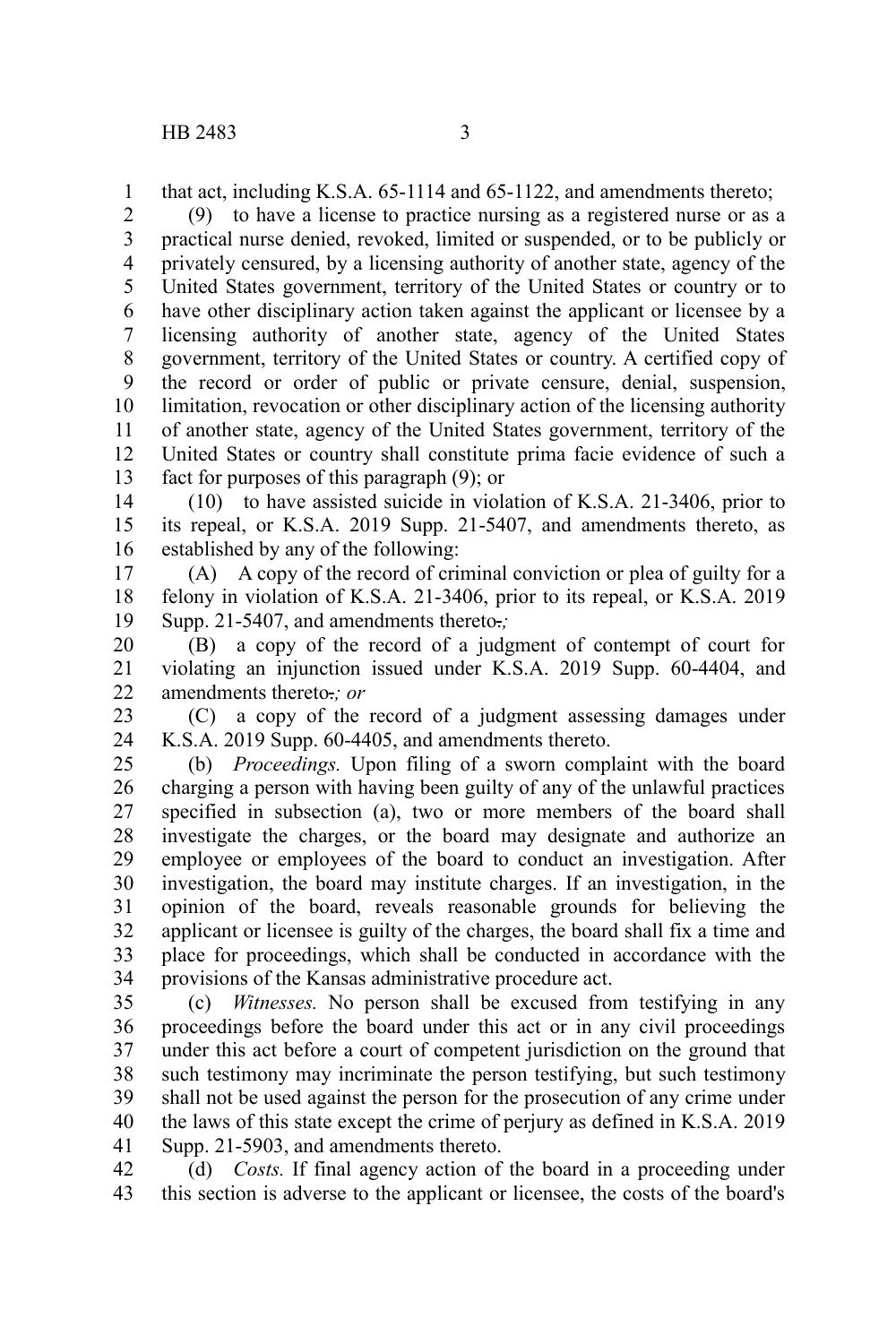that act, including K.S.A. 65-1114 and 65-1122, and amendments thereto;

(9) to have a license to practice nursing as a registered nurse or as a practical nurse denied, revoked, limited or suspended, or to be publicly or privately censured, by a licensing authority of another state, agency of the United States government, territory of the United States or country or to have other disciplinary action taken against the applicant or licensee by a licensing authority of another state, agency of the United States government, territory of the United States or country. A certified copy of the record or order of public or private censure, denial, suspension, limitation, revocation or other disciplinary action of the licensing authority of another state, agency of the United States government, territory of the United States or country shall constitute prima facie evidence of such a fact for purposes of this paragraph (9); or

(10) to have assisted suicide in violation of K.S.A. 21-3406, prior to its repeal, or K.S.A. 2019 Supp. 21-5407, and amendments thereto, as established by any of the following:

(A) A copy of the record of criminal conviction or plea of guilty for a felony in violation of K.S.A. 21-3406, prior to its repeal, or K.S.A. 2019 Supp. 21-5407, and amendments thereto.*;*

(B) a copy of the record of a judgment of contempt of court for violating an injunction issued under K.S.A. 2019 Supp. 60-4404, and amendments thereto.*; or*

(C) a copy of the record of a judgment assessing damages under K.S.A. 2019 Supp. 60-4405, and amendments thereto.

(b) *Proceedings.* Upon filing of a sworn complaint with the board charging a person with having been guilty of any of the unlawful practices specified in subsection (a), two or more members of the board shall investigate the charges, or the board may designate and authorize an employee or employees of the board to conduct an investigation. After investigation, the board may institute charges. If an investigation, in the opinion of the board, reveals reasonable grounds for believing the applicant or licensee is guilty of the charges, the board shall fix a time and place for proceedings, which shall be conducted in accordance with the provisions of the Kansas administrative procedure act.

(c) *Witnesses.* No person shall be excused from testifying in any proceedings before the board under this act or in any civil proceedings under this act before a court of competent jurisdiction on the ground that such testimony may incriminate the person testifying, but such testimony shall not be used against the person for the prosecution of any crime under the laws of this state except the crime of perjury as defined in K.S.A. 2019 Supp. 21-5903, and amendments thereto.

(d) *Costs.* If final agency action of the board in a proceeding under this section is adverse to the applicant or licensee, the costs of the board's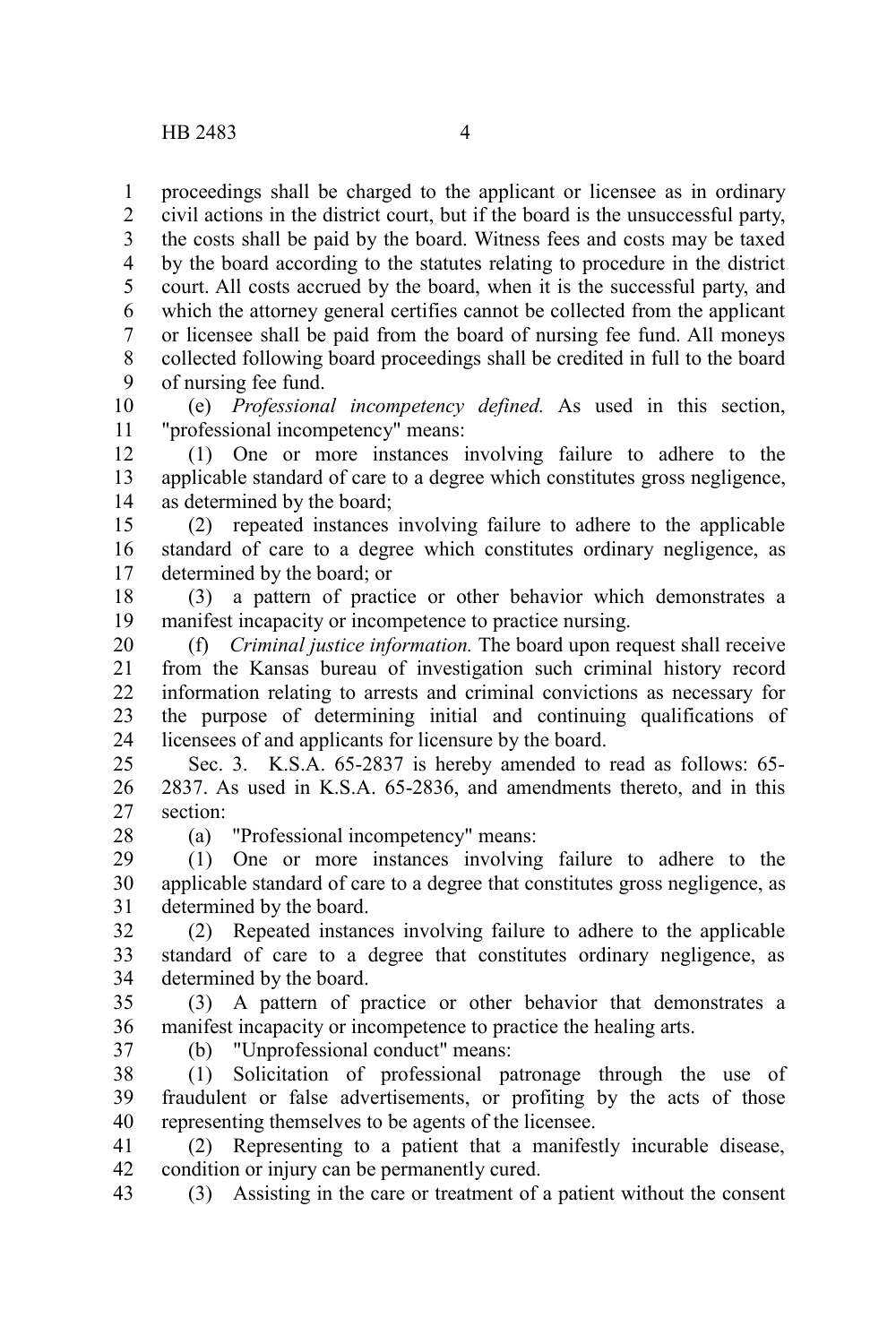proceedings shall be charged to the applicant or licensee as in ordinary civil actions in the district court, but if the board is the unsuccessful party, the costs shall be paid by the board. Witness fees and costs may be taxed by the board according to the statutes relating to procedure in the district court. All costs accrued by the board, when it is the successful party, and which the attorney general certifies cannot be collected from the applicant or licensee shall be paid from the board of nursing fee fund. All moneys collected following board proceedings shall be credited in full to the board of nursing fee fund.

(e) *Professional incompetency defined.* As used in this section, "professional incompetency" means:

(1) One or more instances involving failure to adhere to the applicable standard of care to a degree which constitutes gross negligence, as determined by the board;

(2) repeated instances involving failure to adhere to the applicable standard of care to a degree which constitutes ordinary negligence, as determined by the board; or

(3) a pattern of practice or other behavior which demonstrates a manifest incapacity or incompetence to practice nursing.

(f) *Criminal justice information.* The board upon request shall receive from the Kansas bureau of investigation such criminal history record information relating to arrests and criminal convictions as necessary for the purpose of determining initial and continuing qualifications of licensees of and applicants for licensure by the board.

Sec. 3. K.S.A. 65-2837 is hereby amended to read as follows: 65-2837. As used in K.S.A. 65-2836, and amendments thereto, and in this section:

(a) "Professional incompetency" means:

(1) One or more instances involving failure to adhere to the applicable standard of care to a degree that constitutes gross negligence, as determined by the board.

(2) Repeated instances involving failure to adhere to the applicable standard of care to a degree that constitutes ordinary negligence, as determined by the board.

(3) A pattern of practice or other behavior that demonstrates a manifest incapacity or incompetence to practice the healing arts.

(b) "Unprofessional conduct" means:

(1) Solicitation of professional patronage through the use of fraudulent or false advertisements, or profiting by the acts of those representing themselves to be agents of the licensee.

(2) Representing to a patient that a manifestly incurable disease, condition or injury can be permanently cured.

(3) Assisting in the care or treatment of a patient without the consent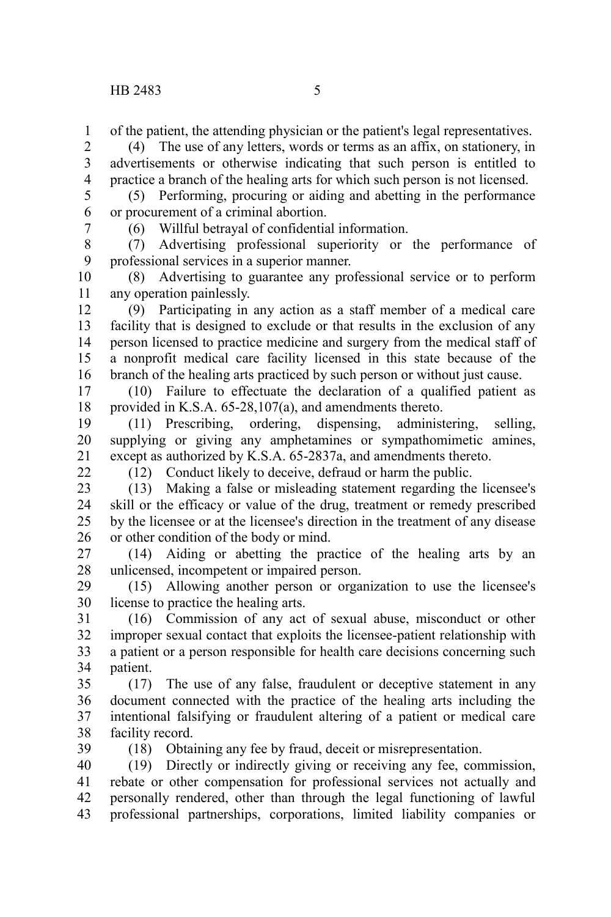of the patient, the attending physician or the patient's legal representatives.

(4) The use of any letters, words or terms as an affix, on stationery, in advertisements or otherwise indicating that such person is entitled to practice a branch of the healing arts for which such person is not licensed.

(5) Performing, procuring or aiding and abetting in the performance or procurement of a criminal abortion.

(6) Willful betrayal of confidential information.

(7) Advertising professional superiority or the performance of professional services in a superior manner.

(8) Advertising to guarantee any professional service or to perform any operation painlessly.

(9) Participating in any action as a staff member of a medical care facility that is designed to exclude or that results in the exclusion of any person licensed to practice medicine and surgery from the medical staff of a nonprofit medical care facility licensed in this state because of the branch of the healing arts practiced by such person or without just cause.

(10) Failure to effectuate the declaration of a qualified patient as provided in K.S.A. 65-28,107(a), and amendments thereto.

(11) Prescribing, ordering, dispensing, administering, selling, supplying or giving any amphetamines or sympathomimetic amines, except as authorized by K.S.A. 65-2837a, and amendments thereto.

(12) Conduct likely to deceive, defraud or harm the public.

(13) Making a false or misleading statement regarding the licensee's skill or the efficacy or value of the drug, treatment or remedy prescribed by the licensee or at the licensee's direction in the treatment of any disease or other condition of the body or mind.

(14) Aiding or abetting the practice of the healing arts by an unlicensed, incompetent or impaired person.

(15) Allowing another person or organization to use the licensee's license to practice the healing arts.

(16) Commission of any act of sexual abuse, misconduct or other improper sexual contact that exploits the licensee-patient relationship with a patient or a person responsible for health care decisions concerning such patient.

(17) The use of any false, fraudulent or deceptive statement in any document connected with the practice of the healing arts including the intentional falsifying or fraudulent altering of a patient or medical care facility record.

(18) Obtaining any fee by fraud, deceit or misrepresentation.

(19) Directly or indirectly giving or receiving any fee, commission, rebate or other compensation for professional services not actually and personally rendered, other than through the legal functioning of lawful professional partnerships, corporations, limited liability companies or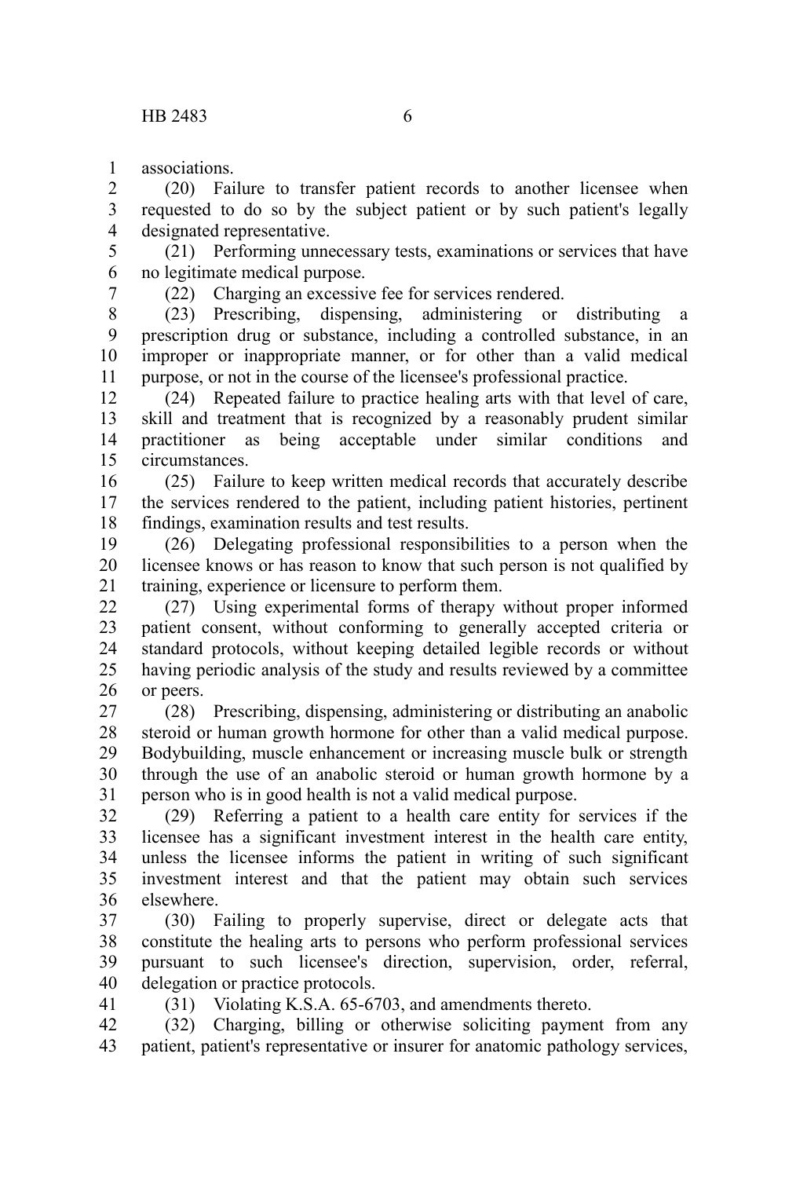associations.

(20) Failure to transfer patient records to another licensee when requested to do so by the subject patient or by such patient's legally designated representative.

(21) Performing unnecessary tests, examinations or services that have no legitimate medical purpose.

(22) Charging an excessive fee for services rendered.

(23) Prescribing, dispensing, administering or distributing a prescription drug or substance, including a controlled substance, in an improper or inappropriate manner, or for other than a valid medical purpose, or not in the course of the licensee's professional practice.

(24) Repeated failure to practice healing arts with that level of care, skill and treatment that is recognized by a reasonably prudent similar practitioner as being acceptable under similar conditions and circumstances.

(25) Failure to keep written medical records that accurately describe the services rendered to the patient, including patient histories, pertinent findings, examination results and test results.

(26) Delegating professional responsibilities to a person when the licensee knows or has reason to know that such person is not qualified by training, experience or licensure to perform them.

(27) Using experimental forms of therapy without proper informed patient consent, without conforming to generally accepted criteria or standard protocols, without keeping detailed legible records or without having periodic analysis of the study and results reviewed by a committee or peers.

(28) Prescribing, dispensing, administering or distributing an anabolic steroid or human growth hormone for other than a valid medical purpose. Bodybuilding, muscle enhancement or increasing muscle bulk or strength through the use of an anabolic steroid or human growth hormone by a person who is in good health is not a valid medical purpose.

(29) Referring a patient to a health care entity for services if the licensee has a significant investment interest in the health care entity, unless the licensee informs the patient in writing of such significant investment interest and that the patient may obtain such services elsewhere.

(30) Failing to properly supervise, direct or delegate acts that constitute the healing arts to persons who perform professional services pursuant to such licensee's direction, supervision, order, referral, delegation or practice protocols.

(31) Violating K.S.A. 65-6703, and amendments thereto.

(32) Charging, billing or otherwise soliciting payment from any patient, patient's representative or insurer for anatomic pathology services,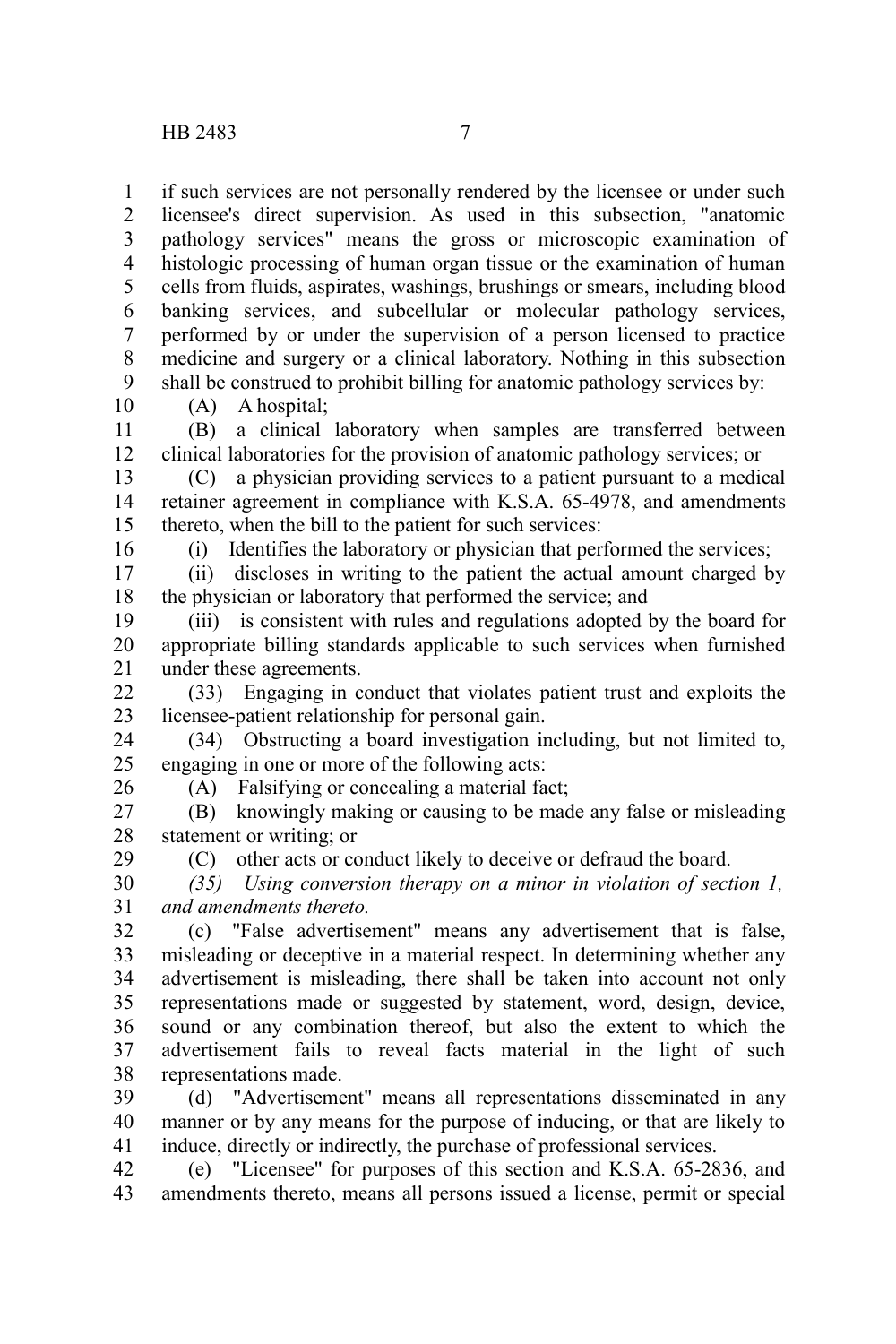if such services are not personally rendered by the licensee or under such licensee's direct supervision. As used in this subsection, "anatomic pathology services" means the gross or microscopic examination of histologic processing of human organ tissue or the examination of human cells from fluids, aspirates, washings, brushings or smears, including blood banking services, and subcellular or molecular pathology services, performed by or under the supervision of a person licensed to practice medicine and surgery or a clinical laboratory. Nothing in this subsection shall be construed to prohibit billing for anatomic pathology services by:

(A) A hospital;

(B) a clinical laboratory when samples are transferred between clinical laboratories for the provision of anatomic pathology services; or

(C) a physician providing services to a patient pursuant to a medical retainer agreement in compliance with K.S.A. 65-4978, and amendments thereto, when the bill to the patient for such services:

(i) Identifies the laboratory or physician that performed the services;

(ii) discloses in writing to the patient the actual amount charged by the physician or laboratory that performed the service; and

(iii) is consistent with rules and regulations adopted by the board for appropriate billing standards applicable to such services when furnished under these agreements.

(33) Engaging in conduct that violates patient trust and exploits the licensee-patient relationship for personal gain.

(34) Obstructing a board investigation including, but not limited to, engaging in one or more of the following acts:

(A) Falsifying or concealing a material fact;

(B) knowingly making or causing to be made any false or misleading statement or writing; or

(C) other acts or conduct likely to deceive or defraud the board.

*(35) Using conversion therapy on a minor in violation of section 1, and amendments thereto.*

(c) "False advertisement" means any advertisement that is false, misleading or deceptive in a material respect. In determining whether any advertisement is misleading, there shall be taken into account not only representations made or suggested by statement, word, design, device, sound or any combination thereof, but also the extent to which the advertisement fails to reveal facts material in the light of such representations made.

(d) "Advertisement" means all representations disseminated in any manner or by any means for the purpose of inducing, or that are likely to induce, directly or indirectly, the purchase of professional services.

(e) "Licensee" for purposes of this section and K.S.A. 65-2836, and amendments thereto, means all persons issued a license, permit or special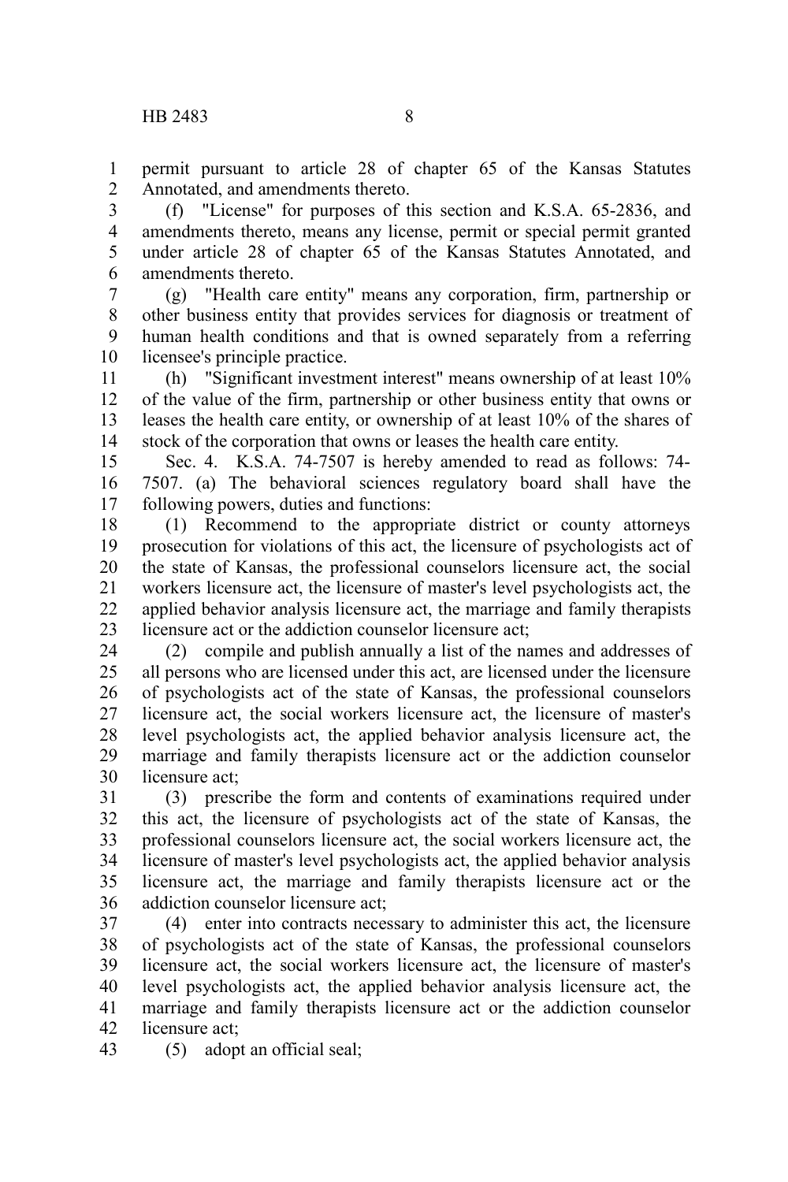permit pursuant to article 28 of chapter 65 of the Kansas Statutes Annotated, and amendments thereto.

(f) "License" for purposes of this section and K.S.A. 65-2836, and amendments thereto, means any license, permit or special permit granted under article 28 of chapter 65 of the Kansas Statutes Annotated, and amendments thereto.

(g) "Health care entity" means any corporation, firm, partnership or other business entity that provides services for diagnosis or treatment of human health conditions and that is owned separately from a referring licensee's principle practice.

(h) "Significant investment interest" means ownership of at least 10% of the value of the firm, partnership or other business entity that owns or leases the health care entity, or ownership of at least 10% of the shares of stock of the corporation that owns or leases the health care entity.

Sec. 4. K.S.A. 74-7507 is hereby amended to read as follows: 74-7507. (a) The behavioral sciences regulatory board shall have the following powers, duties and functions:

(1) Recommend to the appropriate district or county attorneys prosecution for violations of this act, the licensure of psychologists act of the state of Kansas, the professional counselors licensure act, the social workers licensure act, the licensure of master's level psychologists act, the applied behavior analysis licensure act, the marriage and family therapists licensure act or the addiction counselor licensure act;

(2) compile and publish annually a list of the names and addresses of all persons who are licensed under this act, are licensed under the licensure of psychologists act of the state of Kansas, the professional counselors licensure act, the social workers licensure act, the licensure of master's level psychologists act, the applied behavior analysis licensure act, the marriage and family therapists licensure act or the addiction counselor licensure act;

(3) prescribe the form and contents of examinations required under this act, the licensure of psychologists act of the state of Kansas, the professional counselors licensure act, the social workers licensure act, the licensure of master's level psychologists act, the applied behavior analysis licensure act, the marriage and family therapists licensure act or the addiction counselor licensure act;

(4) enter into contracts necessary to administer this act, the licensure of psychologists act of the state of Kansas, the professional counselors licensure act, the social workers licensure act, the licensure of master's level psychologists act, the applied behavior analysis licensure act, the marriage and family therapists licensure act or the addiction counselor licensure act;

(5) adopt an official seal;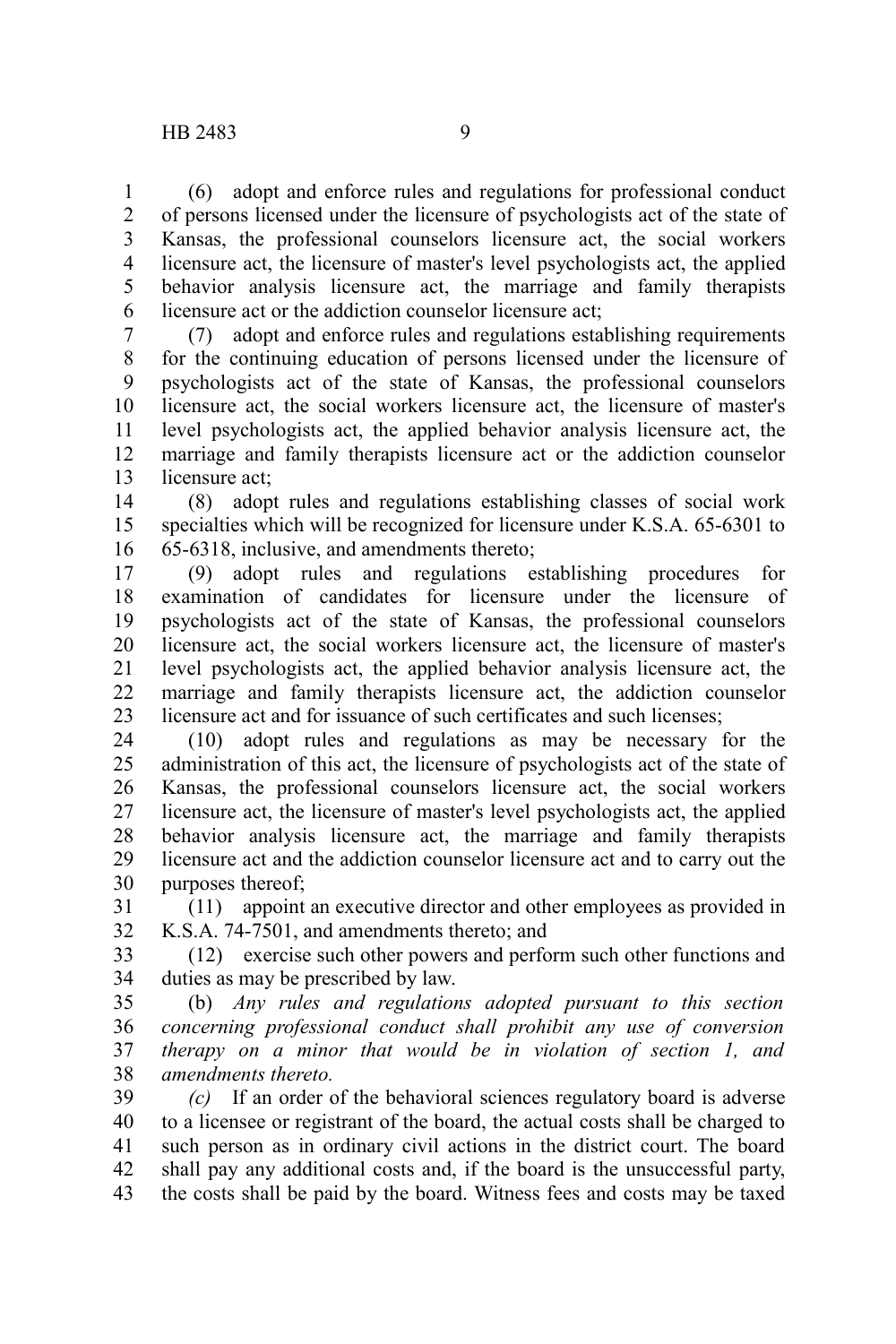(6) adopt and enforce rules and regulations for professional conduct of persons licensed under the licensure of psychologists act of the state of Kansas, the professional counselors licensure act, the social workers licensure act, the licensure of master's level psychologists act, the applied behavior analysis licensure act, the marriage and family therapists licensure act or the addiction counselor licensure act;

(7) adopt and enforce rules and regulations establishing requirements for the continuing education of persons licensed under the licensure of psychologists act of the state of Kansas, the professional counselors licensure act, the social workers licensure act, the licensure of master's level psychologists act, the applied behavior analysis licensure act, the marriage and family therapists licensure act or the addiction counselor licensure act;

(8) adopt rules and regulations establishing classes of social work specialties which will be recognized for licensure under K.S.A. 65-6301 to 65-6318, inclusive, and amendments thereto;

(9) adopt rules and regulations establishing procedures for examination of candidates for licensure under the licensure of psychologists act of the state of Kansas, the professional counselors licensure act, the social workers licensure act, the licensure of master's level psychologists act, the applied behavior analysis licensure act, the marriage and family therapists licensure act, the addiction counselor licensure act and for issuance of such certificates and such licenses;

(10) adopt rules and regulations as may be necessary for the administration of this act, the licensure of psychologists act of the state of Kansas, the professional counselors licensure act, the social workers licensure act, the licensure of master's level psychologists act, the applied behavior analysis licensure act, the marriage and family therapists licensure act and the addiction counselor licensure act and to carry out the purposes thereof;

(11) appoint an executive director and other employees as provided in K.S.A. 74-7501, and amendments thereto; and

(12) exercise such other powers and perform such other functions and duties as may be prescribed by law.

(b) *Any rules and regulations adopted pursuant to this section concerning professional conduct shall prohibit any use of conversion therapy on a minor that would be in violation of section 1, and amendments thereto.*

*(c)* If an order of the behavioral sciences regulatory board is adverse to a licensee or registrant of the board, the actual costs shall be charged to such person as in ordinary civil actions in the district court. The board shall pay any additional costs and, if the board is the unsuccessful party, the costs shall be paid by the board. Witness fees and costs may be taxed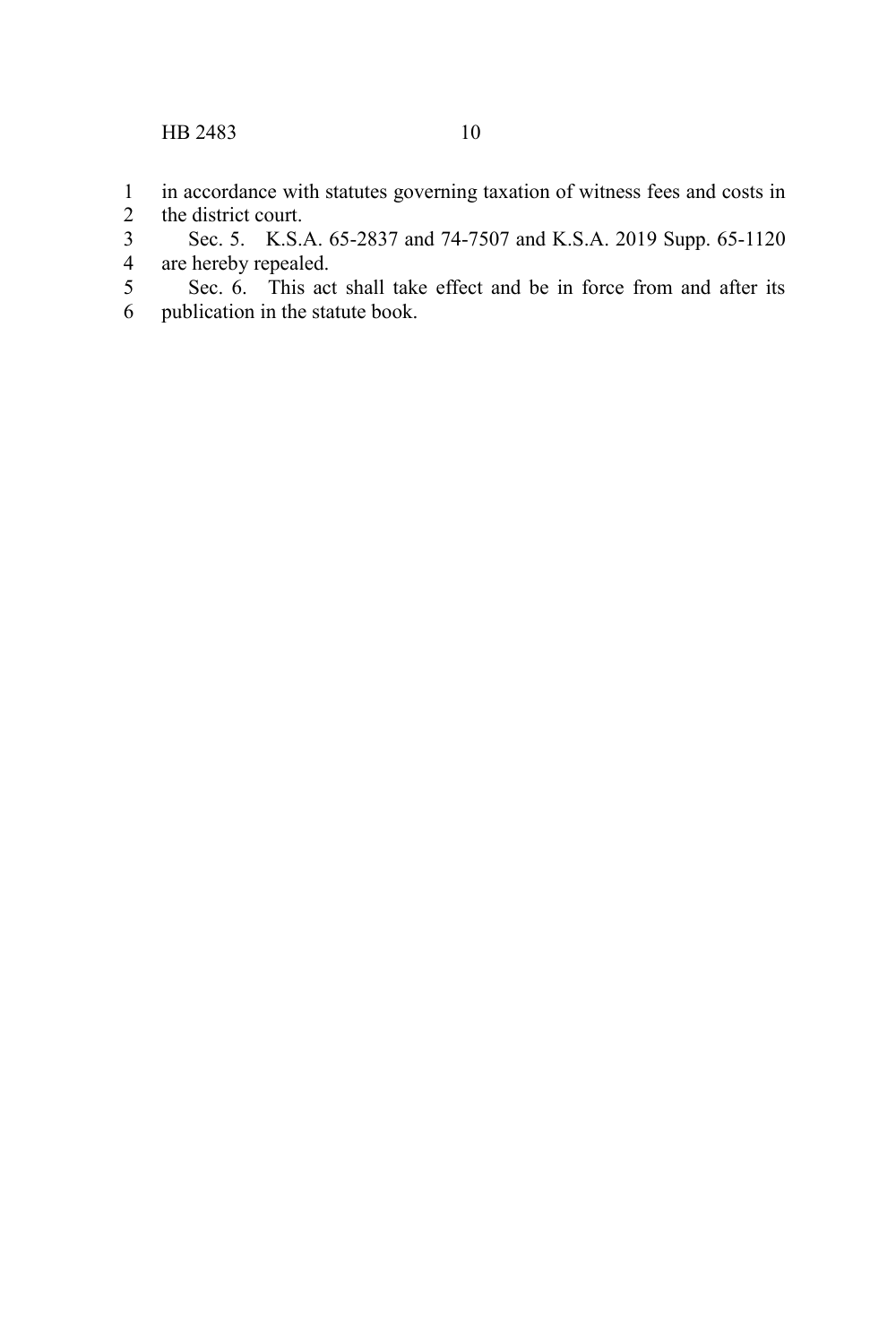in accordance with statutes governing taxation of witness fees and costs in the district court.

Sec. 5. K.S.A. 65-2837 and 74-7507 and K.S.A. 2019 Supp. 65-1120 are hereby repealed.

Sec. 6. This act shall take effect and be in force from and after its publication in the statute book.